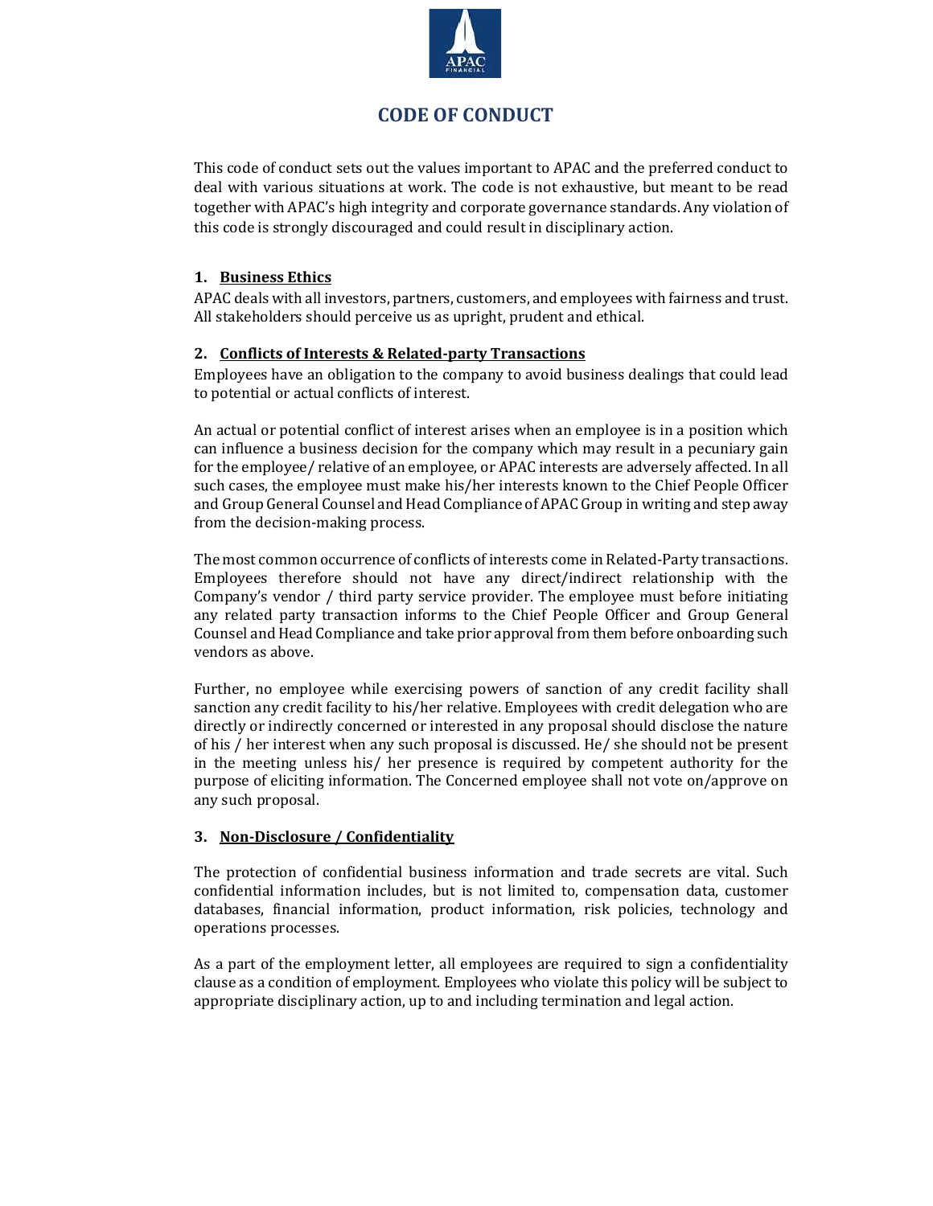# CODE OF CONDUCT

This code of conduct sets out the values important to APAC and the preferred conduct to deal with various situations at work. The code is not exhaustive, but meant to be read together with APAC's high integrity and corporate governance standards. Any violation of this code is strongly discouraged and could result in disciplinary action.

## 1. Business Ethics

APAC deals with all investors, partners, customers, and employees with fairness and trust. All stakeholders should perceive us as upright, prudent and ethical.

## 2. Conflicts of Interests & Related-party Transactions

Employees have an obligation to the company to avoid business dealings that could lead to potential or actual conflicts of interest.

An actual or potential conflict of interest arises when an employee is in a position which can influence a business decision for the company which may result in a pecuniary gain for the employee/ relative of an employee, or APAC interests are adversely affected. In all such cases, the employee must make his/her interests known to the Chief People Officer and Group General Counsel and Head Compliance of APAC Group in writing and step away from the decision-making process.

The most common occurrence of conflicts of interests come in Related-Party transactions. Employees therefore should not have any direct/indirect relationship with the Company's vendor / third party service provider. The employee must before initiating any related party transaction informs to the Chief People Officer and Group General Counsel and Head Compliance and take prior approval from them before onboarding such vendors as above.

Further, no employee while exercising powers of sanction of any credit facility shall sanction any credit facility to his/her relative. Employees with credit delegation who are directly or indirectly concerned or interested in any proposal should disclose the nature of his / her interest when any such proposal is discussed. He/ she should not be present in the meeting unless his/ her presence is required by competent authority for the purpose of eliciting information. The Concerned employee shall not vote on/approve on any such proposal.

## 3. Non-Disclosure / Confidentiality

The protection of confidential business information and trade secrets are vital. Such confidential information includes, but is not limited to, compensation data, customer databases, financial information, product information, risk policies, technology and operations processes.

As a part of the employment letter, all employees are required to sign a confidentiality clause as a condition of employment. Employees who violate this policy will be subject to appropriate disciplinary action, up to and including termination and legal action.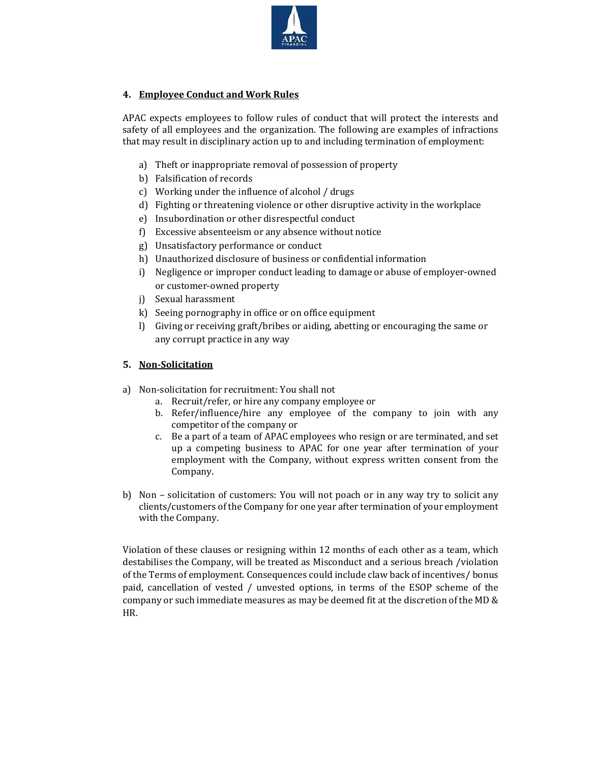## 4. Employee Conduct and Work Rules

APAC expects employees to follow rules of conduct that will protect the interests and safety of all employees and the organization. The following are examples of infractions that may result in disciplinary action up to and including termination of employment:

a) Theft or inappropriate removal of possession of property
b) Falsification of records
c) Working under the influence of alcohol / drugs
d) Fighting or threatening violence or other disruptive activity in the workplace
e) Insubordination or other disrespectful conduct
f) Excessive absenteeism or any absence without notice
g) Unsatisfactory performance or conduct
h) Unauthorized disclosure of business or confidential information
i) Negligence or improper conduct leading to damage or abuse of employer-owned or customer-owned property
j) Sexual harassment
k) Seeing pornography in office or on office equipment
l) Giving or receiving graft/bribes or aiding, abetting or encouraging the same or any corrupt practice in any way

## 5. Non-Solicitation

a) Non-solicitation for recruitment: You shall not
   a. Recruit/refer, or hire any company employee or
   b. Refer/influence/hire any employee of the company to join with any competitor of the company or
   c. Be a part of a team of APAC employees who resign or are terminated, and set up a competing business to APAC for one year after termination of your employment with the Company, without express written consent from the Company.

b) Non – solicitation of customers: You will not poach or in any way try to solicit any clients/customers of the Company for one year after termination of your employment with the Company.

Violation of these clauses or resigning within 12 months of each other as a team, which destabilises the Company, will be treated as Misconduct and a serious breach /violation of the Terms of employment. Consequences could include claw back of incentives/ bonus paid, cancellation of vested / unvested options, in terms of the ESOP scheme of the company or such immediate measures as may be deemed fit at the discretion of the MD & HR.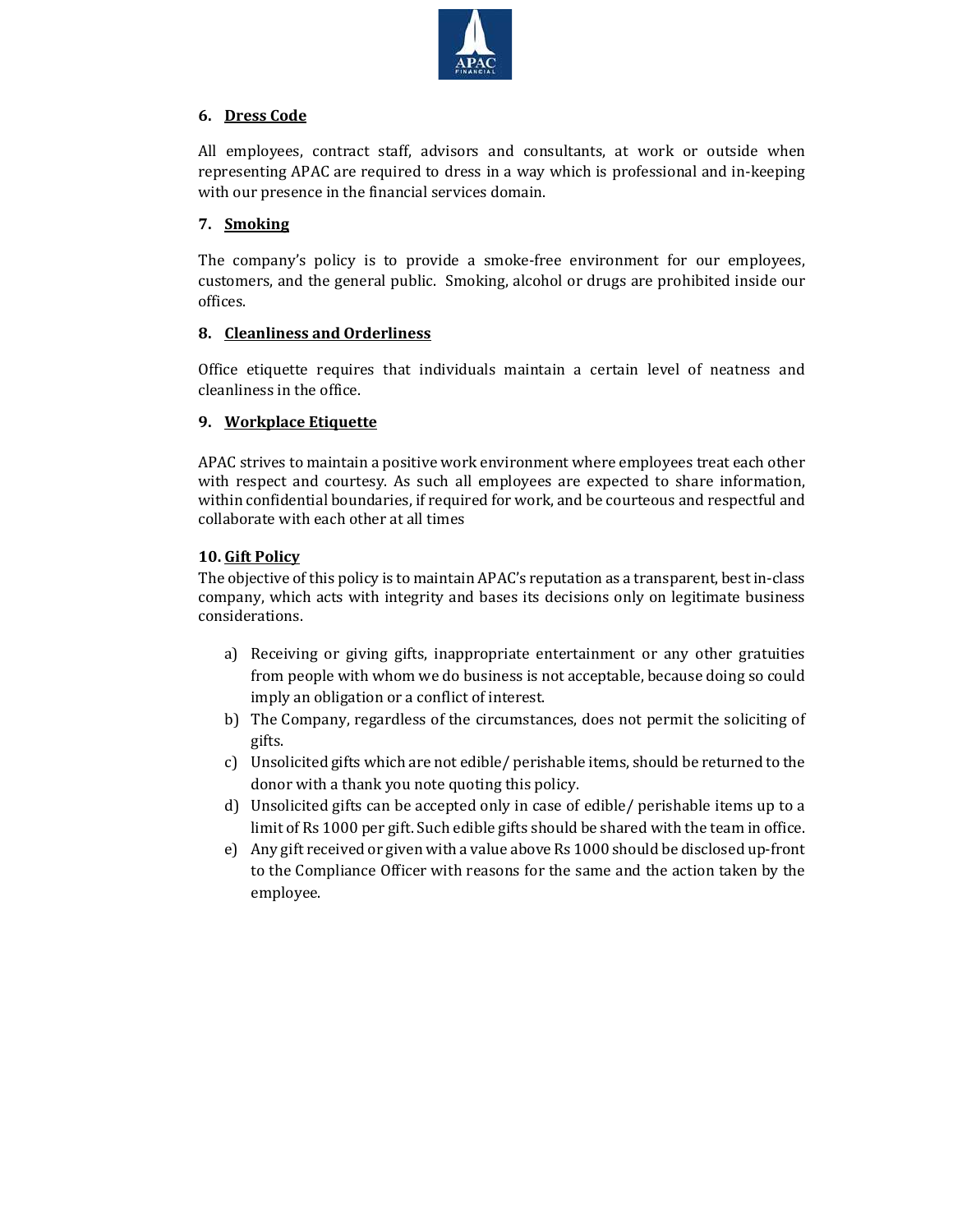### 6. Dress Code

All employees, contract staff, advisors and consultants, at work or outside when representing APAC are required to dress in a way which is professional and in-keeping with our presence in the financial services domain.

### 7. Smoking

The company's policy is to provide a smoke-free environment for our employees, customers, and the general public. Smoking, alcohol or drugs are prohibited inside our offices.

### 8. Cleanliness and Orderliness

Office etiquette requires that individuals maintain a certain level of neatness and cleanliness in the office.

### 9. Workplace Etiquette

APAC strives to maintain a positive work environment where employees treat each other with respect and courtesy. As such all employees are expected to share information, within confidential boundaries, if required for work, and be courteous and respectful and collaborate with each other at all times

### 10. Gift Policy

The objective of this policy is to maintain APAC's reputation as a transparent, best in-class company, which acts with integrity and bases its decisions only on legitimate business considerations.

a) Receiving or giving gifts, inappropriate entertainment or any other gratuities from people with whom we do business is not acceptable, because doing so could imply an obligation or a conflict of interest.

b) The Company, regardless of the circumstances, does not permit the soliciting of gifts.

c) Unsolicited gifts which are not edible/ perishable items, should be returned to the donor with a thank you note quoting this policy.

d) Unsolicited gifts can be accepted only in case of edible/ perishable items up to a limit of Rs 1000 per gift. Such edible gifts should be shared with the team in office.

e) Any gift received or given with a value above Rs 1000 should be disclosed up-front to the Compliance Officer with reasons for the same and the action taken by the employee.